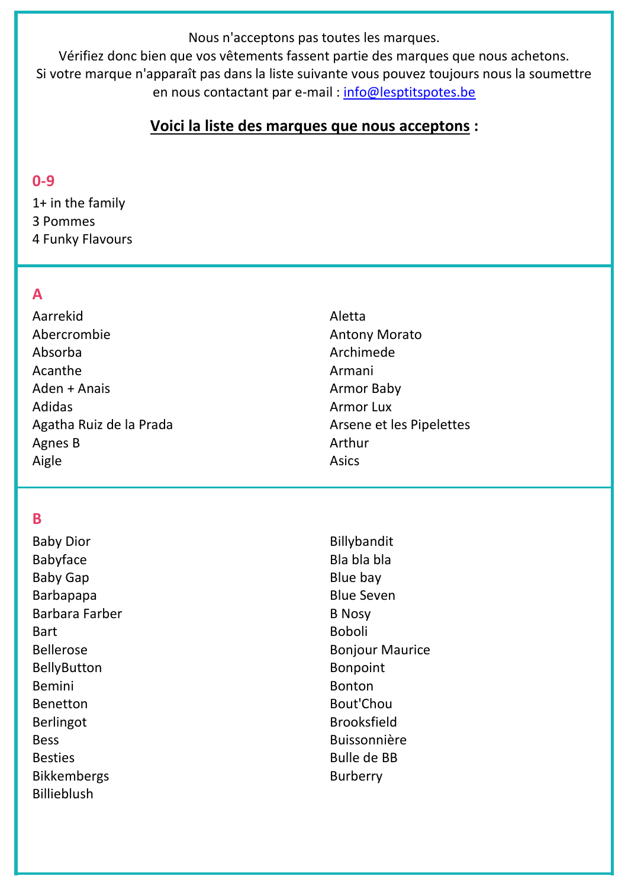Nous n'acceptons pas toutes les marques.
Vérifiez donc bien que vos vêtements fassent partie des marques que nous achetons.
Si votre marque n'apparaît pas dans la liste suivante vous pouvez toujours nous la soumettre en nous contactant par e-mail : info@lesptitspotes.be

**Voici la liste des marques que nous acceptons :**

## 0-9

1+ in the family
3 Pommes
4 Funky Flavours

## A

Aarrekid
Abercrombie
Absorba
Acanthe
Aden + Anais
Adidas
Agatha Ruiz de la Prada
Agnes B
Aigle
Aletta
Antony Morato
Archimede
Armani
Armor Baby
Armor Lux
Arsene et les Pipelettes
Arthur
Asics

## B

Baby Dior
Babyface
Baby Gap
Barbapapa
Barbara Farber
Bart
Bellerose
BellyButton
Bemini
Benetton
Berlingot
Bess
Besties
Bikkembergs
Billieblush
Billybandit
Bla bla bla
Blue bay
Blue Seven
B Nosy
Boboli
Bonjour Maurice
Bonpoint
Bonton
Bout'Chou
Brooksfield
Buissonnière
Bulle de BB
Burberry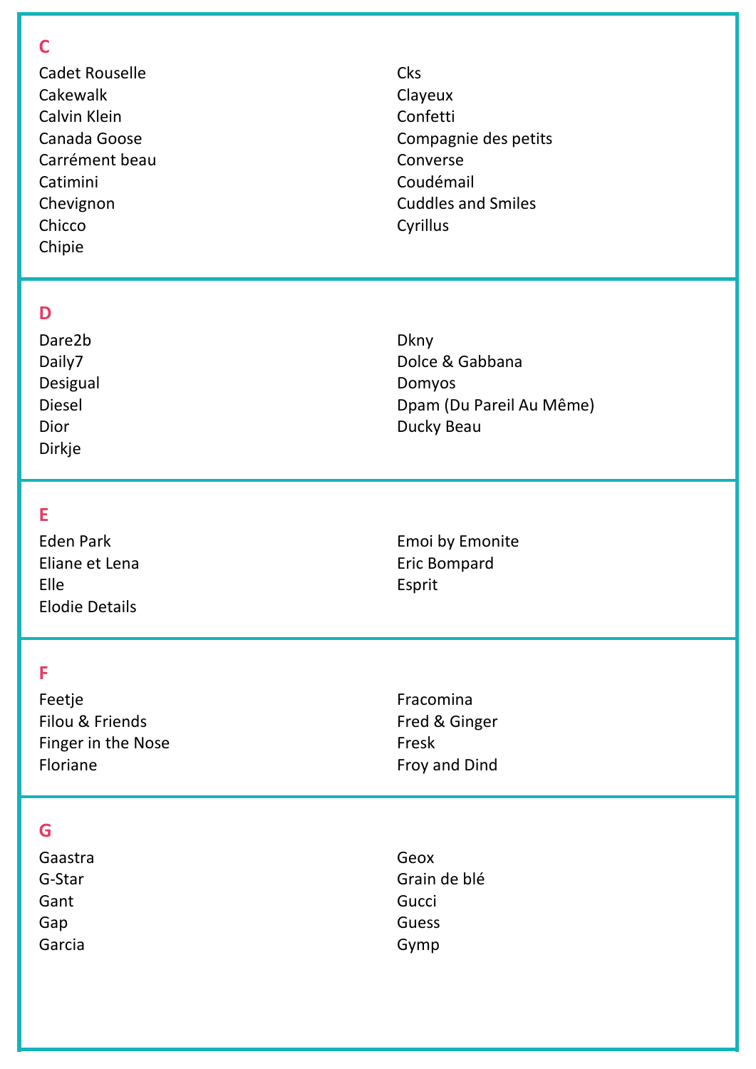## C

Cadet Rouselle
Cakewalk
Calvin Klein
Canada Goose
Carrément beau
Catimini
Chevignon
Chicco
Chipie
Cks
Clayeux
Confetti
Compagnie des petits
Converse
Coudémail
Cuddles and Smiles
Cyrillus

## D

Dare2b
Daily7
Desigual
Diesel
Dior
Dirkje
Dkny
Dolce & Gabbana
Domyos
Dpam (Du Pareil Au Même)
Ducky Beau

## E

Eden Park
Eliane et Lena
Elle
Elodie Details
Emoi by Emonite
Eric Bompard
Esprit

## F

Feetje
Filou & Friends
Finger in the Nose
Floriane
Fracomina
Fred & Ginger
Fresk
Froy and Dind

## G

Gaastra
G-Star
Gant
Gap
Garcia
Geox
Grain de blé
Gucci
Guess
Gymp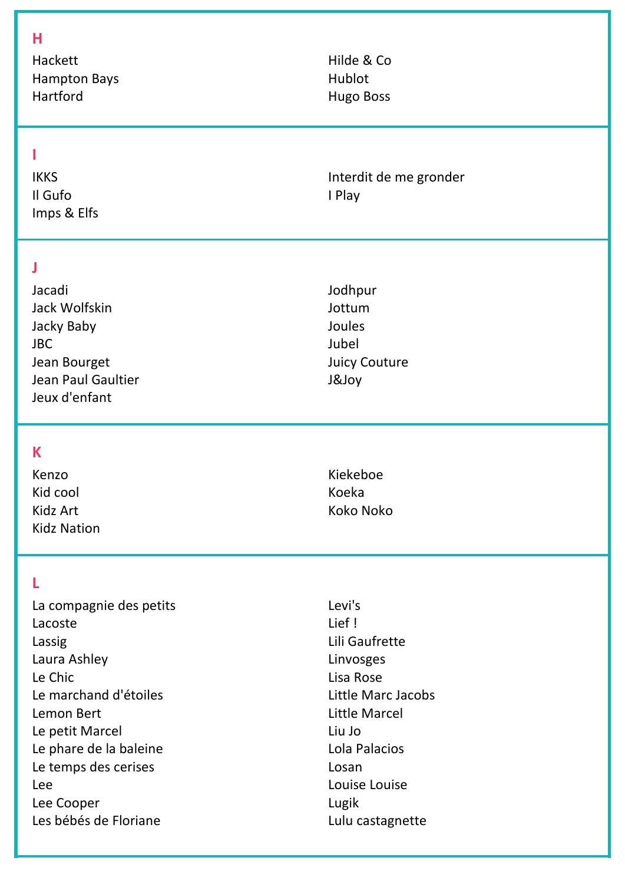## H

Hackett
Hampton Bays
Hartford
Hilde & Co
Hublot
Hugo Boss

## I

IKKS
Il Gufo
Imps & Elfs
Interdit de me gronder
I Play

## J

Jacadi
Jack Wolfskin
Jacky Baby
JBC
Jean Bourget
Jean Paul Gaultier
Jeux d'enfant
Jodhpur
Jottum
Joules
Jubel
Juicy Couture
J&Joy

## K

Kenzo
Kid cool
Kidz Art
Kidz Nation
Kiekeboe
Koeka
Koko Noko

## L

La compagnie des petits
Lacoste
Lassig
Laura Ashley
Le Chic
Le marchand d'étoiles
Lemon Bert
Le petit Marcel
Le phare de la baleine
Le temps des cerises
Lee
Lee Cooper
Les bébés de Floriane
Levi's
Lief !
Lili Gaufrette
Linvosges
Lisa Rose
Little Marc Jacobs
Little Marcel
Liu Jo
Lola Palacios
Losan
Louise Louise
Lugik
Lulu castagnette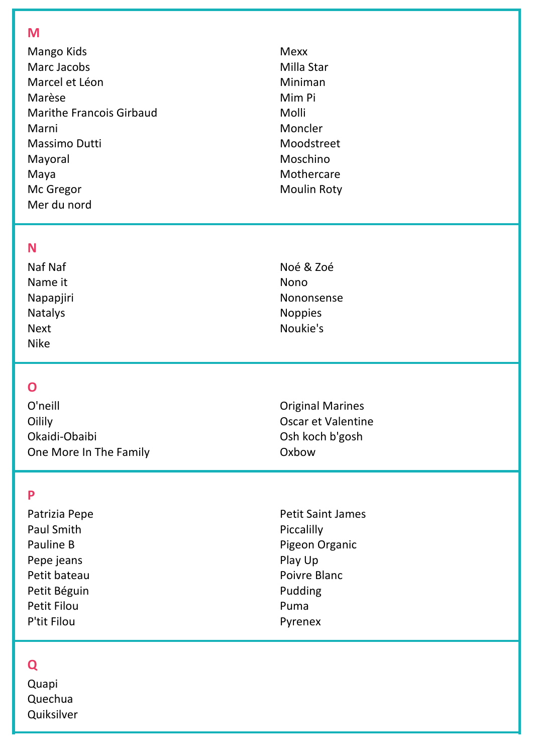## M

- Mango Kids
- Marc Jacobs
- Marcel et Léon
- Marèse
- Marithe Francois Girbaud
- Marni
- Massimo Dutti
- Mayoral
- Maya
- Mc Gregor
- Mer du nord
- Mexx
- Milla Star
- Miniman
- Mim Pi
- Molli
- Moncler
- Moodstreet
- Moschino
- Mothercare
- Moulin Roty

## N

- Naf Naf
- Name it
- Napapjiri
- Natalys
- Next
- Nike
- Noé & Zoé
- Nono
- Nononsense
- Noppies
- Noukie's

## O

- O'neill
- Oilily
- Okaidi-Obaibi
- One More In The Family
- Original Marines
- Oscar et Valentine
- Osh koch b'gosh
- Oxbow

## P

- Patrizia Pepe
- Paul Smith
- Pauline B
- Pepe jeans
- Petit bateau
- Petit Béguin
- Petit Filou
- P'tit Filou
- Petit Saint James
- Piccalilly
- Pigeon Organic
- Play Up
- Poivre Blanc
- Pudding
- Puma
- Pyrenex

## Q

- Quapi
- Quechua
- Quiksilver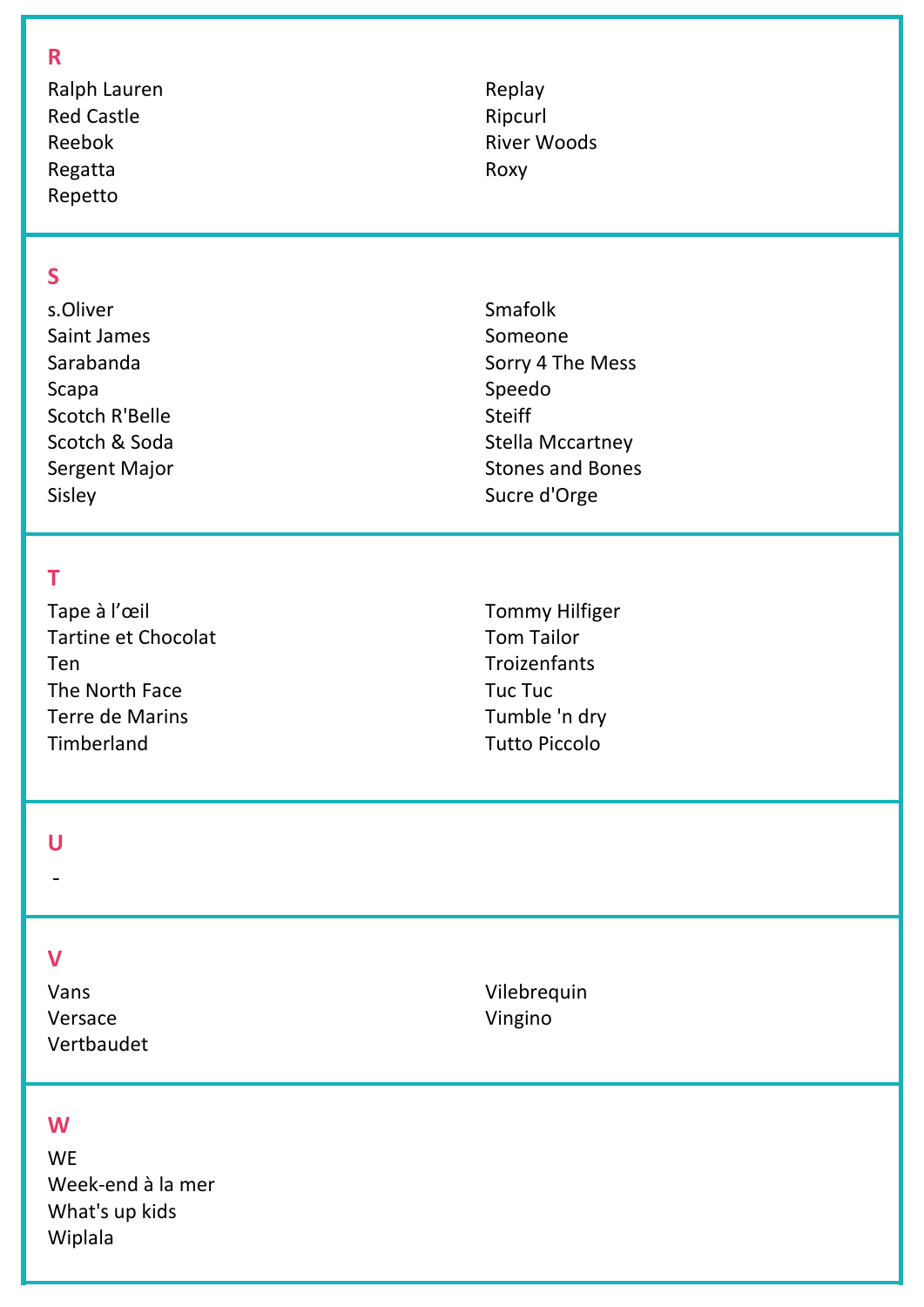## R

Ralph Lauren
Red Castle
Reebok
Regatta
Repetto
Replay
Ripcurl
River Woods
Roxy

## S

s.Oliver
Saint James
Sarabanda
Scapa
Scotch R'Belle
Scotch & Soda
Sergent Major
Sisley
Smafolk
Someone
Sorry 4 The Mess
Speedo
Steiff
Stella Mccartney
Stones and Bones
Sucre d'Orge

## T

Tape à l’œil
Tartine et Chocolat
Ten
The North Face
Terre de Marins
Timberland
Tommy Hilfiger
Tom Tailor
Troizenfants
Tuc Tuc
Tumble 'n dry
Tutto Piccolo

## U

-

## V

Vans
Versace
Vertbaudet
Vilebrequin
Vingino

## W

WE
Week-end à la mer
What's up kids
Wiplala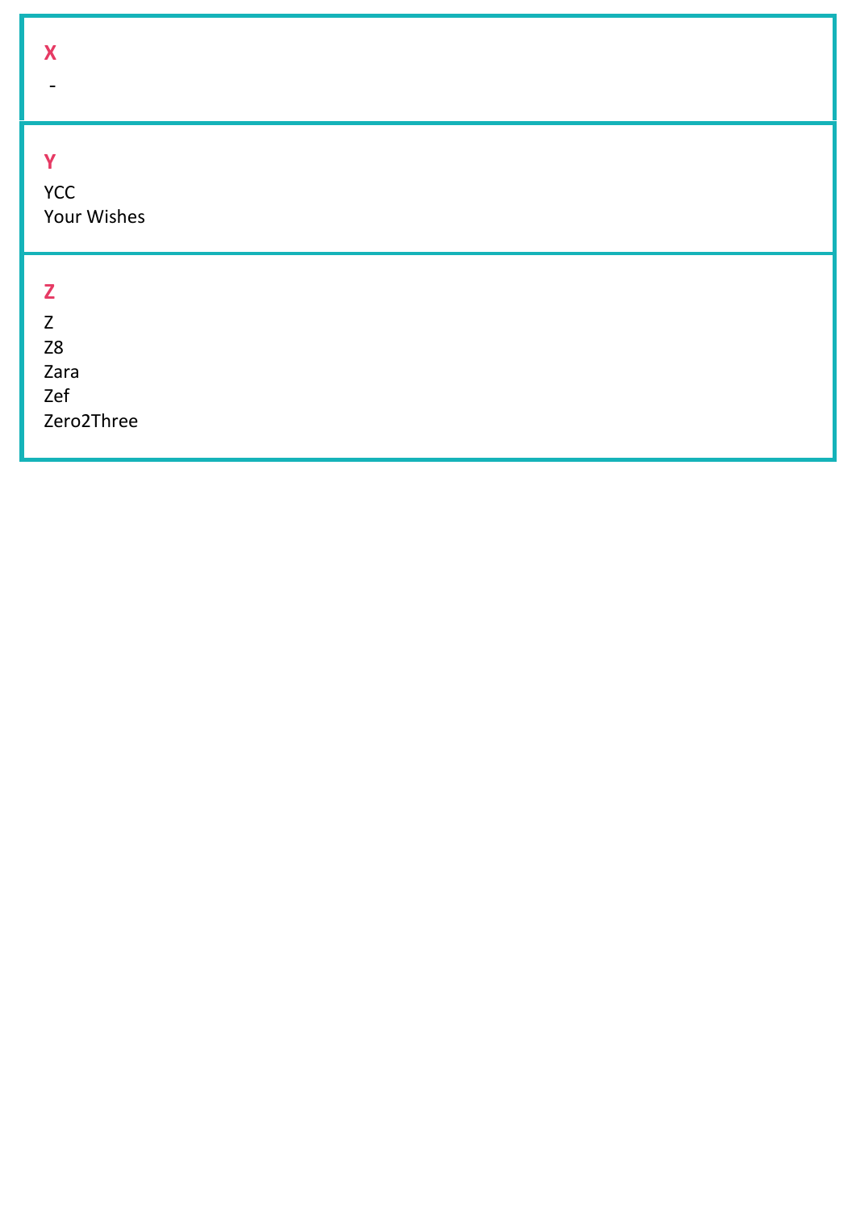## X

-

## Y

YCC
Your Wishes

## Z

Z
Z8
Zara
Zef
Zero2Three